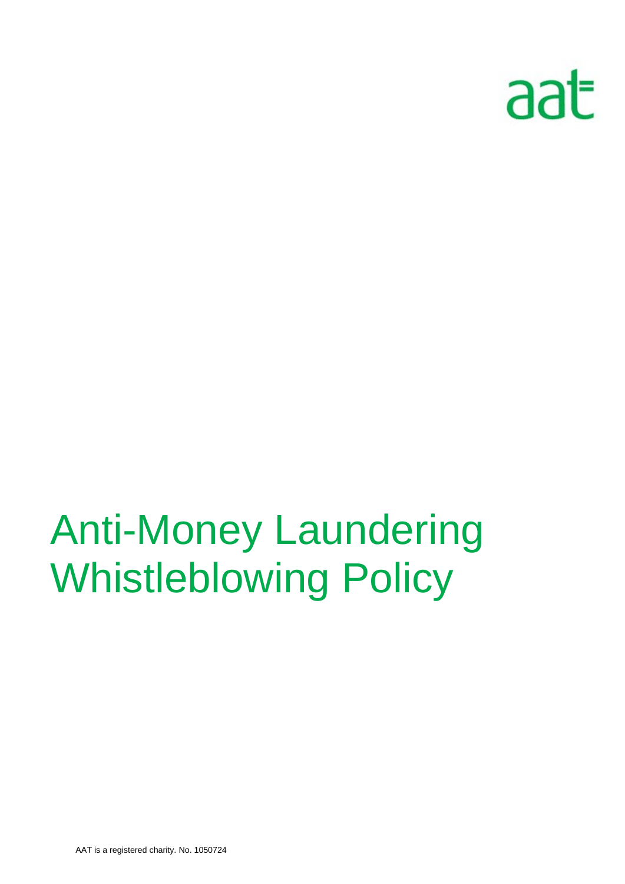aat

# Anti-Money Laundering Whistleblowing Policy

AAT is a registered charity. No. 1050724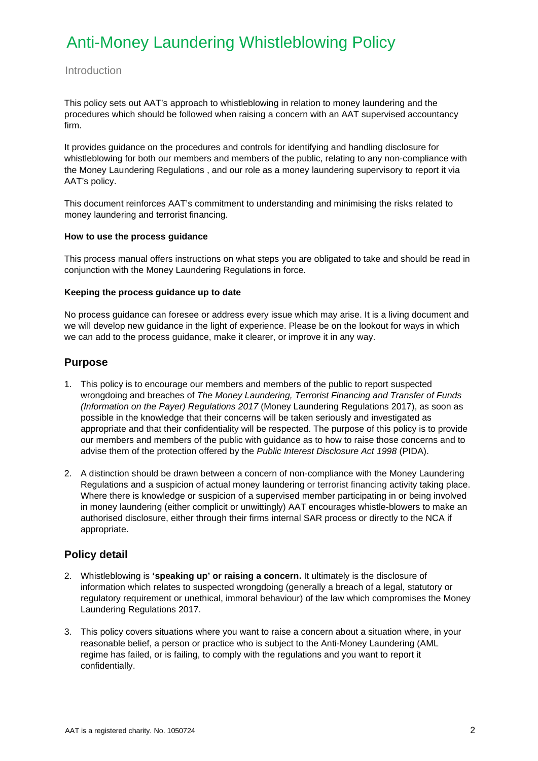# Anti-Money Laundering Whistleblowing Policy

Introduction

This policy sets out AAT's approach to whistleblowing in relation to money laundering and the procedures which should be followed when raising a concern with an AAT supervised accountancy firm.

It provides guidance on the procedures and controls for identifying and handling disclosure for whistleblowing for both our members and members of the public, relating to any non-compliance with the Money Laundering Regulations , and our role as a money laundering supervisory to report it via AAT's policy.

This document reinforces AAT's commitment to understanding and minimising the risks related to money laundering and terrorist financing.

**How to use the process guidance**

This process manual offers instructions on what steps you are obligated to take and should be read in conjunction with the Money Laundering Regulations in force.

**Keeping the process guidance up to date**

No process guidance can foresee or address every issue which may arise. It is a living document and we will develop new guidance in the light of experience. Please be on the lookout for ways in which we can add to the process guidance, make it clearer, or improve it in any way.

## Purpose

1. This policy is to encourage our members and members of the public to report suspected wrongdoing and breaches of *The Money Laundering, Terrorist Financing and Transfer of Funds (Information on the Payer) Regulations 2017* (Money Laundering Regulations 2017), as soon as possible in the knowledge that their concerns will be taken seriously and investigated as appropriate and that their confidentiality will be respected. The purpose of this policy is to provide our members and members of the public with guidance as to how to raise those concerns and to advise them of the protection offered by the *Public Interest Disclosure Act 1998* (PIDA).

2. A distinction should be drawn between a concern of non-compliance with the Money Laundering Regulations and a suspicion of actual money laundering or terrorist financing activity taking place. Where there is knowledge or suspicion of a supervised member participating in or being involved in money laundering (either complicit or unwittingly) AAT encourages whistle-blowers to make an authorised disclosure, either through their firms internal SAR process or directly to the NCA if appropriate.

## Policy detail

2. Whistleblowing is **'speaking up' or raising a concern.** It ultimately is the disclosure of information which relates to suspected wrongdoing (generally a breach of a legal, statutory or regulatory requirement or unethical, immoral behaviour) of the law which compromises the Money Laundering Regulations 2017.

3. This policy covers situations where you want to raise a concern about a situation where, in your reasonable belief, a person or practice who is subject to the Anti-Money Laundering (AML regime has failed, or is failing, to comply with the regulations and you want to report it confidentially.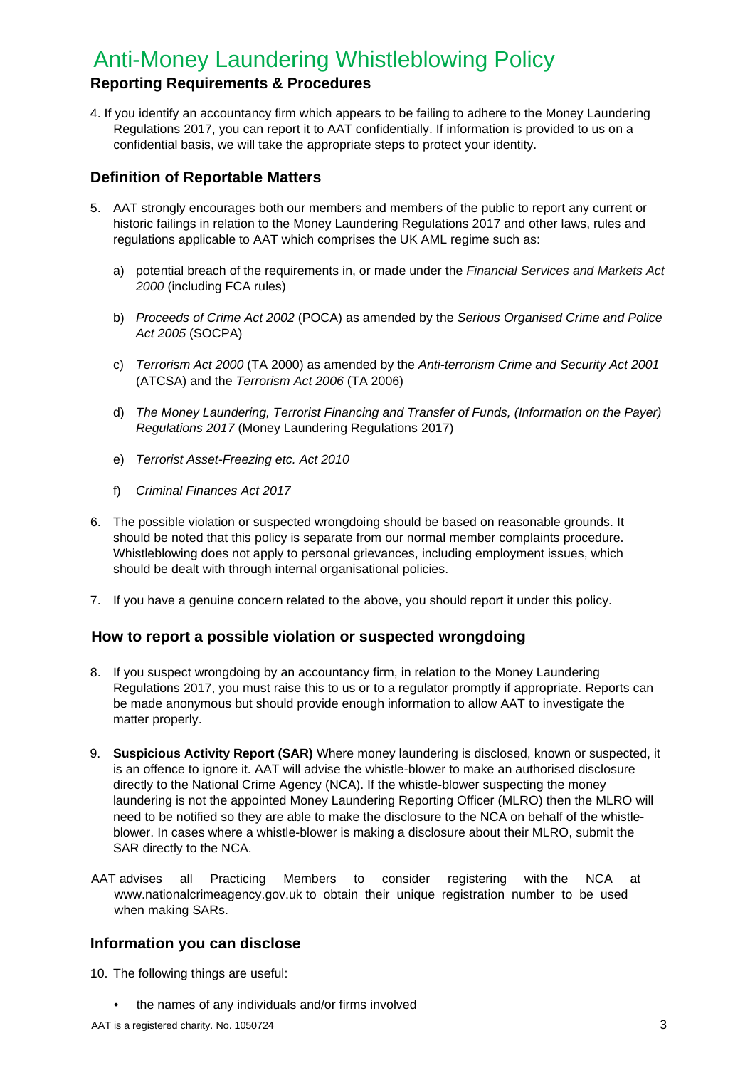# Anti-Money Laundering Whistleblowing Policy

## Reporting Requirements & Procedures

4. If you identify an accountancy firm which appears to be failing to adhere to the Money Laundering Regulations 2017, you can report it to AAT confidentially. If information is provided to us on a confidential basis, we will take the appropriate steps to protect your identity.

## Definition of Reportable Matters

5. AAT strongly encourages both our members and members of the public to report any current or historic failings in relation to the Money Laundering Regulations 2017 and other laws, rules and regulations applicable to AAT which comprises the UK AML regime such as:

   a) potential breach of the requirements in, or made under the *Financial Services and Markets Act 2000* (including FCA rules)

   b) *Proceeds of Crime Act 2002* (POCA) as amended by the *Serious Organised Crime and Police Act 2005* (SOCPA)

   c) *Terrorism Act 2000* (TA 2000) as amended by the *Anti-terrorism Crime and Security Act 2001* (ATCSA) and the *Terrorism Act 2006* (TA 2006)

   d) *The Money Laundering, Terrorist Financing and Transfer of Funds, (Information on the Payer) Regulations 2017* (Money Laundering Regulations 2017)

   e) *Terrorist Asset-Freezing etc. Act 2010*

   f) *Criminal Finances Act 2017*

6. The possible violation or suspected wrongdoing should be based on reasonable grounds. It should be noted that this policy is separate from our normal member complaints procedure. Whistleblowing does not apply to personal grievances, including employment issues, which should be dealt with through internal organisational policies.

7. If you have a genuine concern related to the above, you should report it under this policy.

## How to report a possible violation or suspected wrongdoing

8. If you suspect wrongdoing by an accountancy firm, in relation to the Money Laundering Regulations 2017, you must raise this to us or to a regulator promptly if appropriate. Reports can be made anonymous but should provide enough information to allow AAT to investigate the matter properly.

9. **Suspicious Activity Report (SAR)** Where money laundering is disclosed, known or suspected, it is an offence to ignore it. AAT will advise the whistle-blower to make an authorised disclosure directly to the National Crime Agency (NCA). If the whistle-blower suspecting the money laundering is not the appointed Money Laundering Reporting Officer (MLRO) then the MLRO will need to be notified so they are able to make the disclosure to the NCA on behalf of the whistle-blower. In cases where a whistle-blower is making a disclosure about their MLRO, submit the SAR directly to the NCA.

AAT advises all Practicing Members to consider registering with the NCA at www.nationalcrimeagency.gov.uk to obtain their unique registration number to be used when making SARs.

## Information you can disclose

10. The following things are useful:

   - the names of any individuals and/or firms involved

AAT is a registered charity. No. 1050724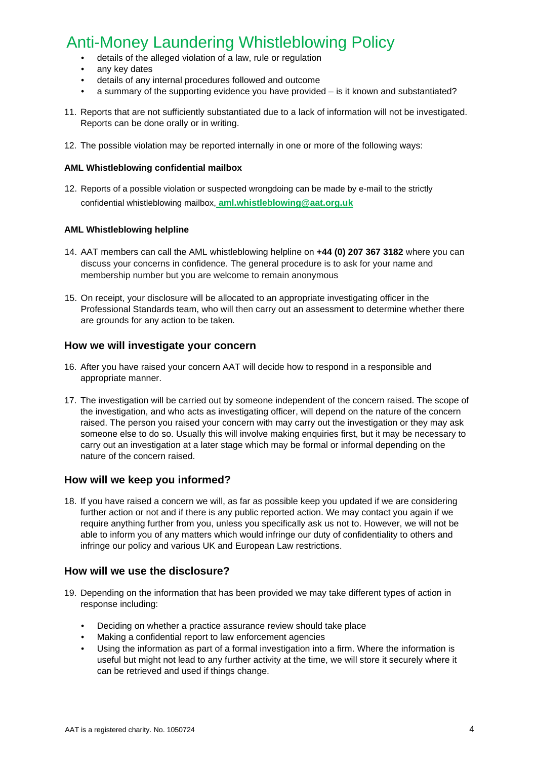- details of the alleged violation of a law, rule or regulation
- any key dates
- details of any internal procedures followed and outcome
- a summary of the supporting evidence you have provided – is it known and substantiated?

11. Reports that are not sufficiently substantiated due to a lack of information will not be investigated. Reports can be done orally or in writing.

12. The possible violation may be reported internally in one or more of the following ways:

**AML Whistleblowing confidential mailbox**

12. Reports of a possible violation or suspected wrongdoing can be made by e-mail to the strictly confidential whistleblowing mailbox, **aml.whistleblowing@aat.org.uk**

**AML Whistleblowing helpline**

14. AAT members can call the AML whistleblowing helpline on **+44 (0) 207 367 3182** where you can discuss your concerns in confidence. The general procedure is to ask for your name and membership number but you are welcome to remain anonymous

15. On receipt, your disclosure will be allocated to an appropriate investigating officer in the Professional Standards team, who will then carry out an assessment to determine whether there are grounds for any action to be taken.

## How we will investigate your concern

16. After you have raised your concern AAT will decide how to respond in a responsible and appropriate manner.

17. The investigation will be carried out by someone independent of the concern raised. The scope of the investigation, and who acts as investigating officer, will depend on the nature of the concern raised. The person you raised your concern with may carry out the investigation or they may ask someone else to do so. Usually this will involve making enquiries first, but it may be necessary to carry out an investigation at a later stage which may be formal or informal depending on the nature of the concern raised.

## How will we keep you informed?

18. If you have raised a concern we will, as far as possible keep you updated if we are considering further action or not and if there is any public reported action. We may contact you again if we require anything further from you, unless you specifically ask us not to. However, we will not be able to inform you of any matters which would infringe our duty of confidentiality to others and infringe our policy and various UK and European Law restrictions.

## How will we use the disclosure?

19. Depending on the information that has been provided we may take different types of action in response including:

    - Deciding on whether a practice assurance review should take place
    - Making a confidential report to law enforcement agencies
    - Using the information as part of a formal investigation into a firm. Where the information is useful but might not lead to any further activity at the time, we will store it securely where it can be retrieved and used if things change.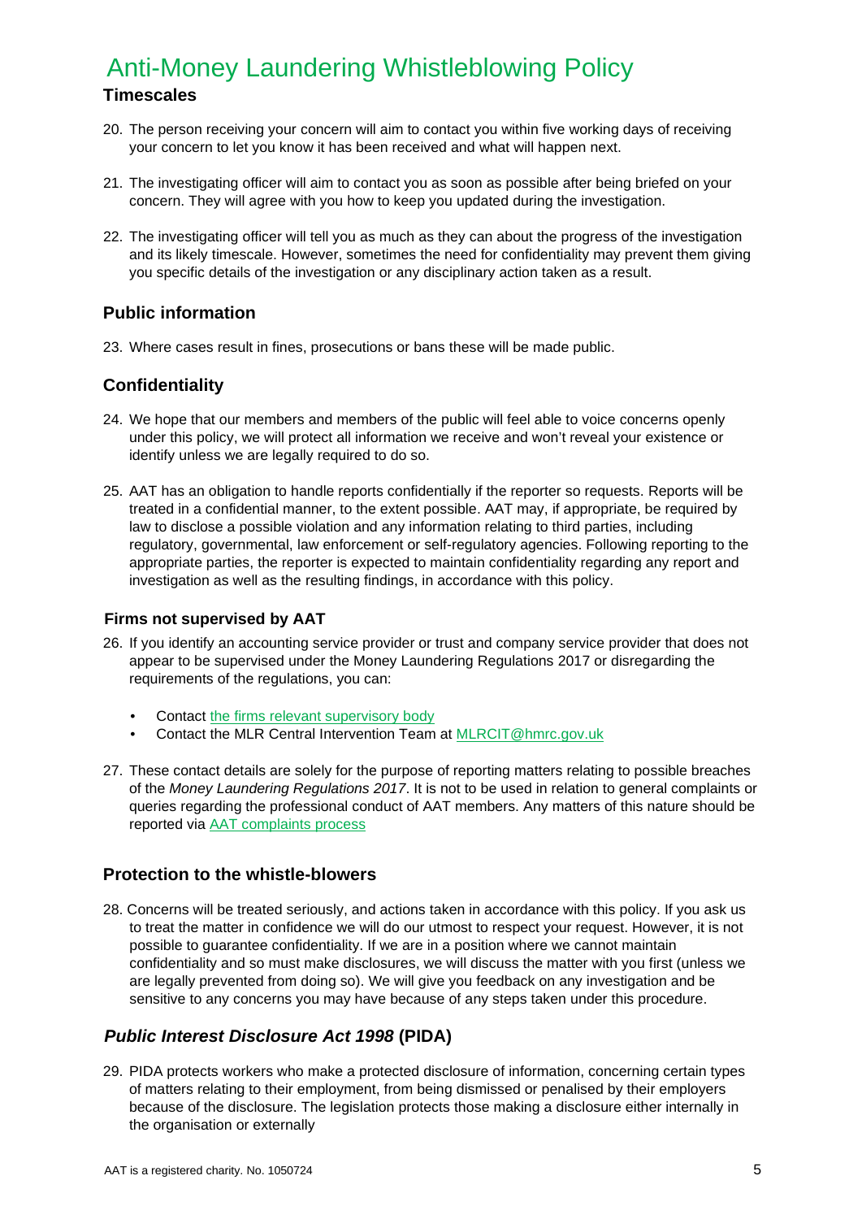# Anti-Money Laundering Whistleblowing Policy

## Timescales

20. The person receiving your concern will aim to contact you within five working days of receiving your concern to let you know it has been received and what will happen next.

21. The investigating officer will aim to contact you as soon as possible after being briefed on your concern. They will agree with you how to keep you updated during the investigation.

22. The investigating officer will tell you as much as they can about the progress of the investigation and its likely timescale. However, sometimes the need for confidentiality may prevent them giving you specific details of the investigation or any disciplinary action taken as a result.

## Public information

23. Where cases result in fines, prosecutions or bans these will be made public.

## Confidentiality

24. We hope that our members and members of the public will feel able to voice concerns openly under this policy, we will protect all information we receive and won't reveal your existence or identify unless we are legally required to do so.

25. AAT has an obligation to handle reports confidentially if the reporter so requests. Reports will be treated in a confidential manner, to the extent possible. AAT may, if appropriate, be required by law to disclose a possible violation and any information relating to third parties, including regulatory, governmental, law enforcement or self-regulatory agencies. Following reporting to the appropriate parties, the reporter is expected to maintain confidentiality regarding any report and investigation as well as the resulting findings, in accordance with this policy.

### Firms not supervised by AAT

26. If you identify an accounting service provider or trust and company service provider that does not appear to be supervised under the Money Laundering Regulations 2017 or disregarding the requirements of the regulations, you can:

    - Contact the firms relevant supervisory body
    - Contact the MLR Central Intervention Team at MLRCIT@hmrc.gov.uk

27. These contact details are solely for the purpose of reporting matters relating to possible breaches of the *Money Laundering Regulations 2017*. It is not to be used in relation to general complaints or queries regarding the professional conduct of AAT members. Any matters of this nature should be reported via AAT complaints process

## Protection to the whistle-blowers

28. Concerns will be treated seriously, and actions taken in accordance with this policy. If you ask us to treat the matter in confidence we will do our utmost to respect your request. However, it is not possible to guarantee confidentiality. If we are in a position where we cannot maintain confidentiality and so must make disclosures, we will discuss the matter with you first (unless we are legally prevented from doing so). We will give you feedback on any investigation and be sensitive to any concerns you may have because of any steps taken under this procedure.

## *Public Interest Disclosure Act 1998* (PIDA)

29. PIDA protects workers who make a protected disclosure of information, concerning certain types of matters relating to their employment, from being dismissed or penalised by their employers because of the disclosure. The legislation protects those making a disclosure either internally in the organisation or externally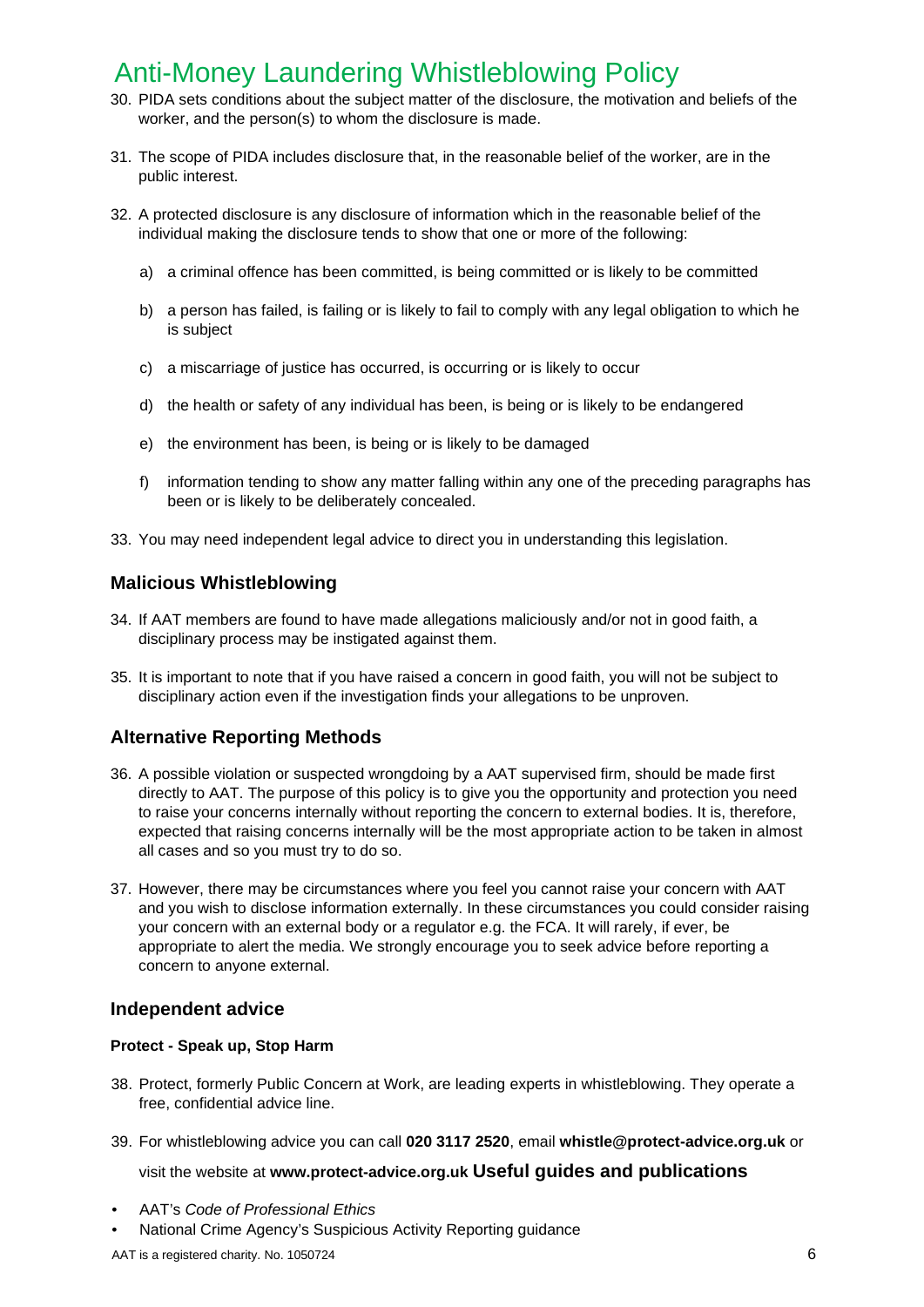30. PIDA sets conditions about the subject matter of the disclosure, the motivation and beliefs of the worker, and the person(s) to whom the disclosure is made.

31. The scope of PIDA includes disclosure that, in the reasonable belief of the worker, are in the public interest.

32. A protected disclosure is any disclosure of information which in the reasonable belief of the individual making the disclosure tends to show that one or more of the following:

    a) a criminal offence has been committed, is being committed or is likely to be committed

    b) a person has failed, is failing or is likely to fail to comply with any legal obligation to which he is subject

    c) a miscarriage of justice has occurred, is occurring or is likely to occur

    d) the health or safety of any individual has been, is being or is likely to be endangered

    e) the environment has been, is being or is likely to be damaged

    f) information tending to show any matter falling within any one of the preceding paragraphs has been or is likely to be deliberately concealed.

33. You may need independent legal advice to direct you in understanding this legislation.

## Malicious Whistleblowing

34. If AAT members are found to have made allegations maliciously and/or not in good faith, a disciplinary process may be instigated against them.

35. It is important to note that if you have raised a concern in good faith, you will not be subject to disciplinary action even if the investigation finds your allegations to be unproven.

## Alternative Reporting Methods

36. A possible violation or suspected wrongdoing by a AAT supervised firm, should be made first directly to AAT. The purpose of this policy is to give you the opportunity and protection you need to raise your concerns internally without reporting the concern to external bodies. It is, therefore, expected that raising concerns internally will be the most appropriate action to be taken in almost all cases and so you must try to do so.

37. However, there may be circumstances where you feel you cannot raise your concern with AAT and you wish to disclose information externally. In these circumstances you could consider raising your concern with an external body or a regulator e.g. the FCA. It will rarely, if ever, be appropriate to alert the media. We strongly encourage you to seek advice before reporting a concern to anyone external.

## Independent advice

#### Protect - Speak up, Stop Harm

38. Protect, formerly Public Concern at Work, are leading experts in whistleblowing. They operate a free, confidential advice line.

39. For whistleblowing advice you can call **020 3117 2520**, email **whistle@protect-advice.org.uk** or visit the website at **www.protect-advice.org.uk**

## Useful guides and publications

- AAT's *Code of Professional Ethics*
- National Crime Agency's Suspicious Activity Reporting guidance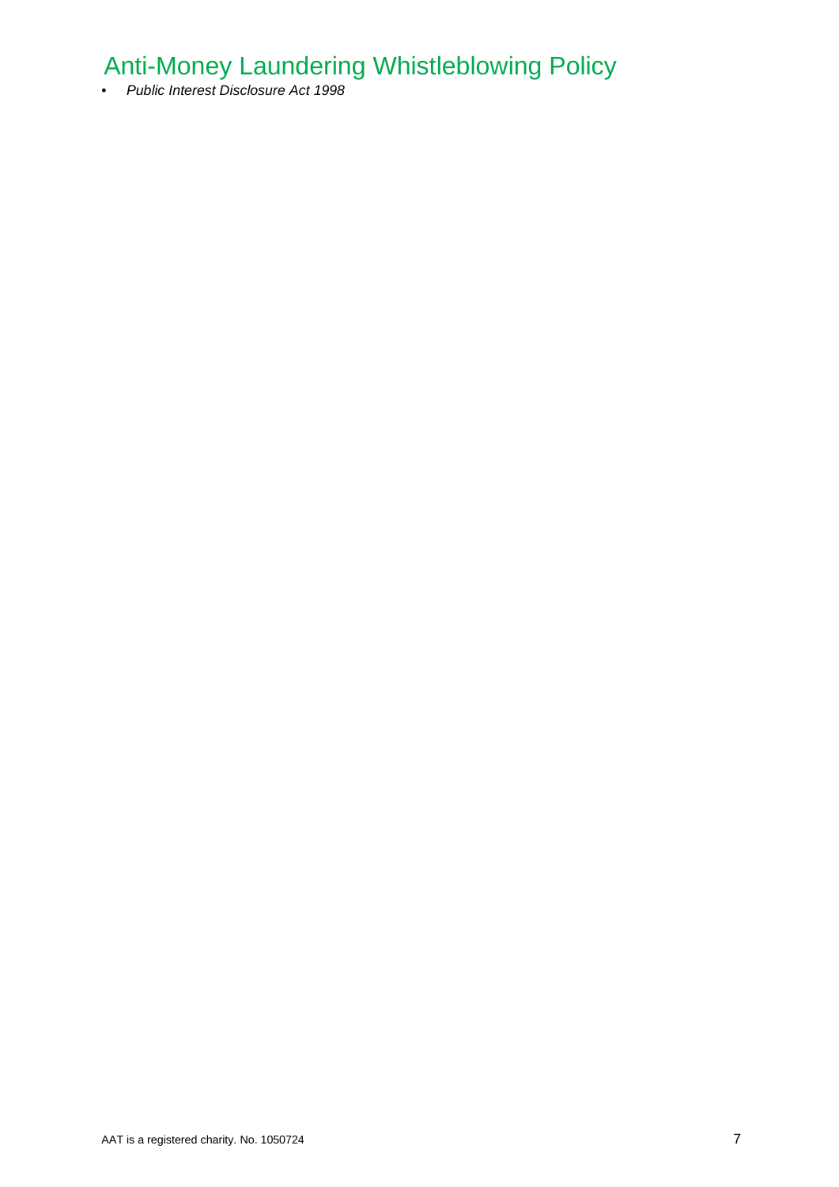- *Public Interest Disclosure Act 1998*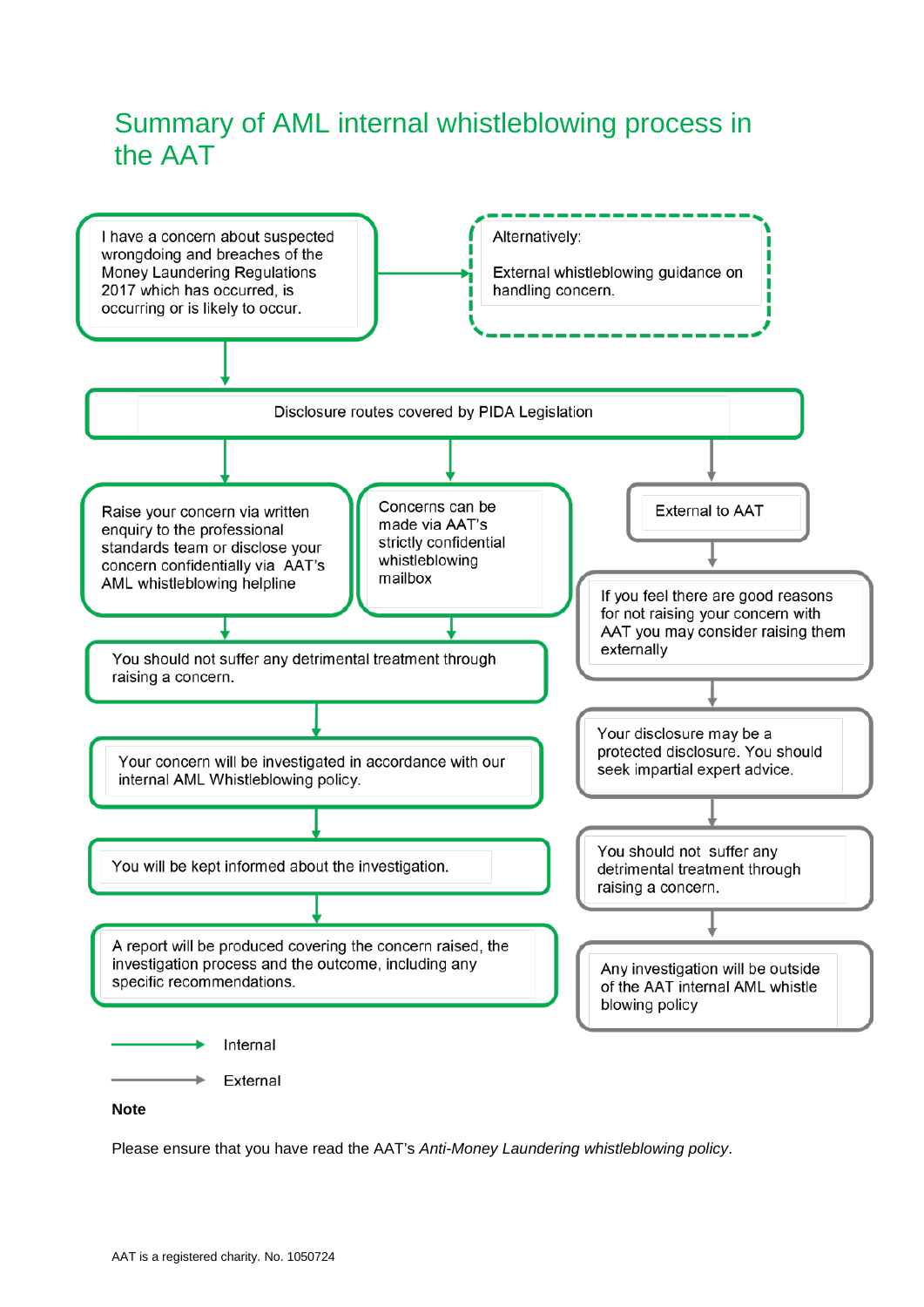# Summary of AML internal whistleblowing process in the AAT

I have a concern about suspected wrongdoing and breaches of the Money Laundering Regulations 2017 which has occurred, is occurring or is likely to occur.

Alternatively:

External whistleblowing guidance on handling concern.

Disclosure routes covered by PIDA Legislation

**Internal**

Raise your concern via written enquiry to the professional standards team or disclose your concern confidentially via AAT's AML whistleblowing helpline

Concerns can be made via AAT's strictly confidential whistleblowing mailbox

You should not suffer any detrimental treatment through raising a concern.

Your concern will be investigated in accordance with our internal AML Whistleblowing policy.

You will be kept informed about the investigation.

A report will be produced covering the concern raised, the investigation process and the outcome, including any specific recommendations.

**External**

External to AAT

If you feel there are good reasons for not raising your concern with AAT you may consider raising them externally

Your disclosure may be a protected disclosure. You should seek impartial expert advice.

You should not suffer any detrimental treatment through raising a concern.

Any investigation will be outside of the AAT internal AML whistle blowing policy

Key: green arrow — Internal; grey arrow — External

**Note**

Please ensure that you have read the AAT's *Anti-Money Laundering whistleblowing policy*.

AAT is a registered charity. No. 1050724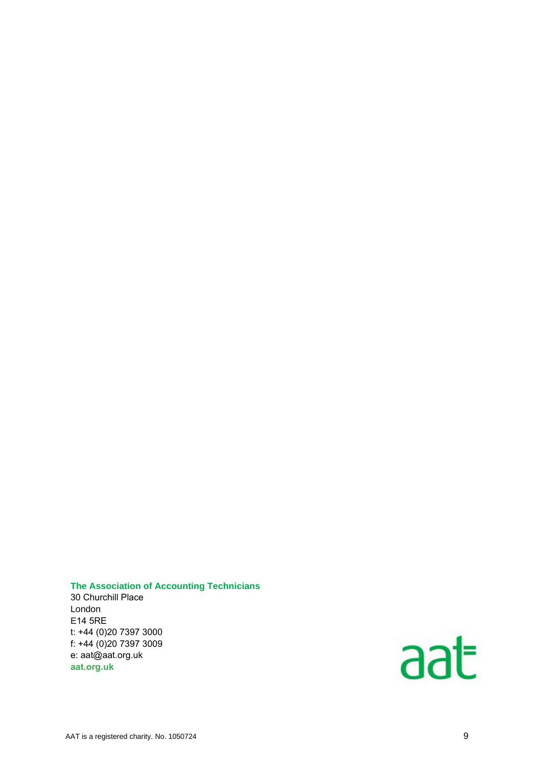**The Association of Accounting Technicians**
30 Churchill Place
London
E14 5RE
t: +44 (0)20 7397 3000
f: +44 (0)20 7397 3009
e: aat@aat.org.uk
**aat.org.uk**

AAT is a registered charity. No. 1050724